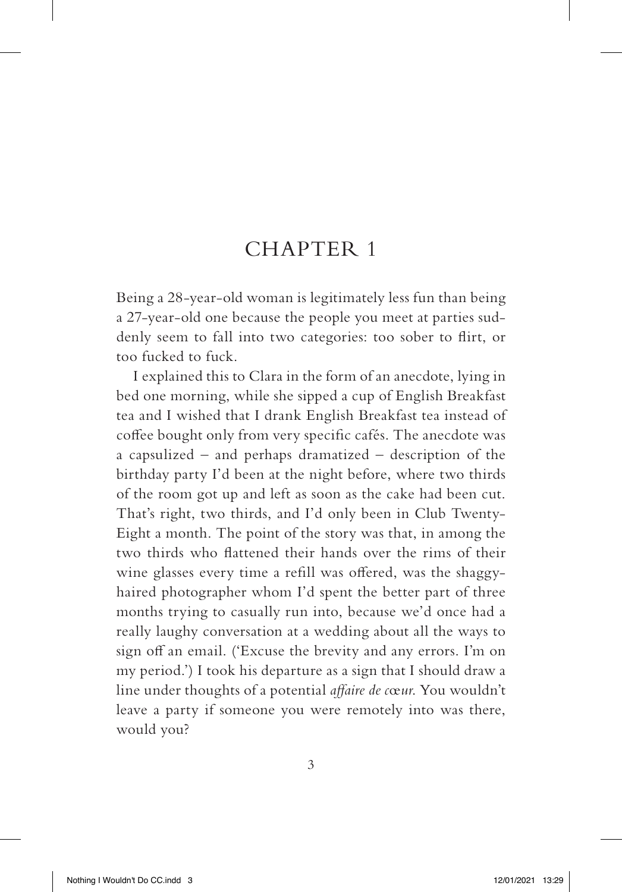# CHAPTER 1

Being a 28-year-old woman is legitimately less fun than being a 27-year-old one because the people you meet at parties suddenly seem to fall into two categories: too sober to flirt, or too fucked to fuck.

I explained this to Clara in the form of an anecdote, lying in bed one morning, while she sipped a cup of English Breakfast tea and I wished that I drank English Breakfast tea instead of coffee bought only from very specific cafés. The anecdote was a capsulized – and perhaps dramatized – description of the birthday party I'd been at the night before, where two thirds of the room got up and left as soon as the cake had been cut. That's right, two thirds, and I'd only been in Club Twenty-Eight a month. The point of the story was that, in among the two thirds who flattened their hands over the rims of their wine glasses every time a refill was offered, was the shaggy-haired photographer whom I'd spent the better part of three months trying to casually run into, because we'd once had a really laughy conversation at a wedding about all the ways to sign off an email. ('Excuse the brevity and any errors. I'm on my period.') I took his departure as a sign that I should draw a line under thoughts of a potential *affaire de cœur*. You wouldn't leave a party if someone you were remotely into was there, would you?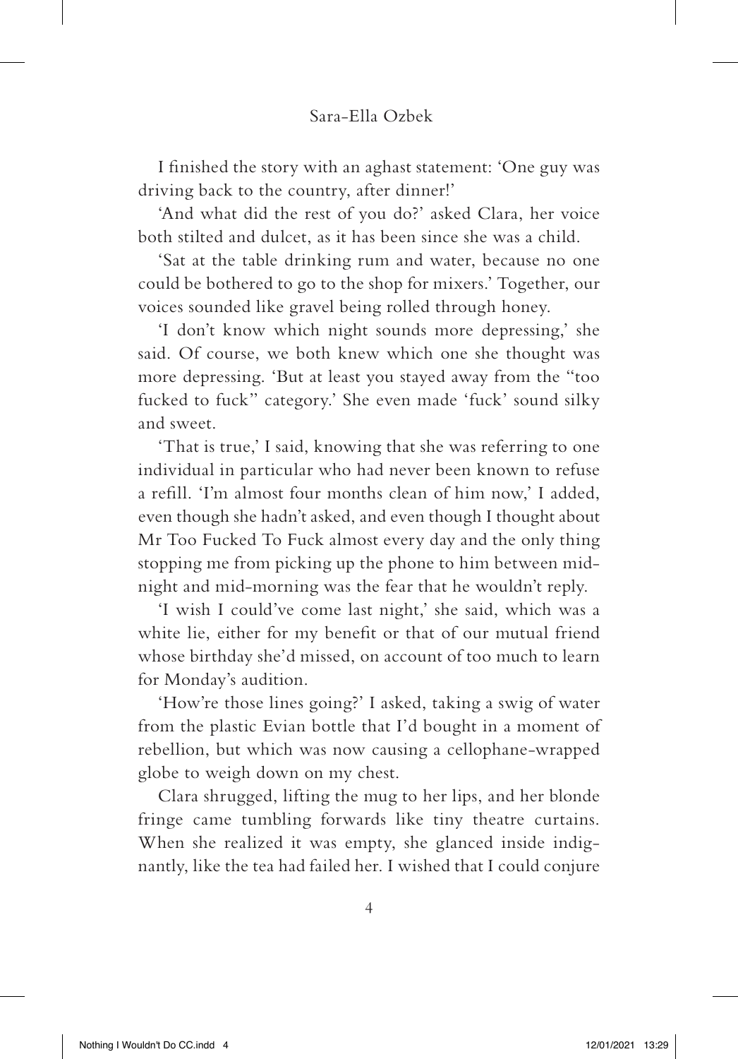I finished the story with an aghast statement: 'One guy was driving back to the country, after dinner!'

'And what did the rest of you do?' asked Clara, her voice both stilted and dulcet, as it has been since she was a child.

'Sat at the table drinking rum and water, because no one could be bothered to go to the shop for mixers.' Together, our voices sounded like gravel being rolled through honey.

'I don't know which night sounds more depressing,' she said. Of course, we both knew which one she thought was more depressing. 'But at least you stayed away from the "too fucked to fuck" category.' She even made 'fuck' sound silky and sweet.

'That is true,' I said, knowing that she was referring to one individual in particular who had never been known to refuse a refill. 'I'm almost four months clean of him now,' I added, even though she hadn't asked, and even though I thought about Mr Too Fucked To Fuck almost every day and the only thing stopping me from picking up the phone to him between midnight and mid-morning was the fear that he wouldn't reply.

'I wish I could've come last night,' she said, which was a white lie, either for my benefit or that of our mutual friend whose birthday she'd missed, on account of too much to learn for Monday's audition.

'How're those lines going?' I asked, taking a swig of water from the plastic Evian bottle that I'd bought in a moment of rebellion, but which was now causing a cellophane-wrapped globe to weigh down on my chest.

Clara shrugged, lifting the mug to her lips, and her blonde fringe came tumbling forwards like tiny theatre curtains. When she realized it was empty, she glanced inside indignantly, like the tea had failed her. I wished that I could conjure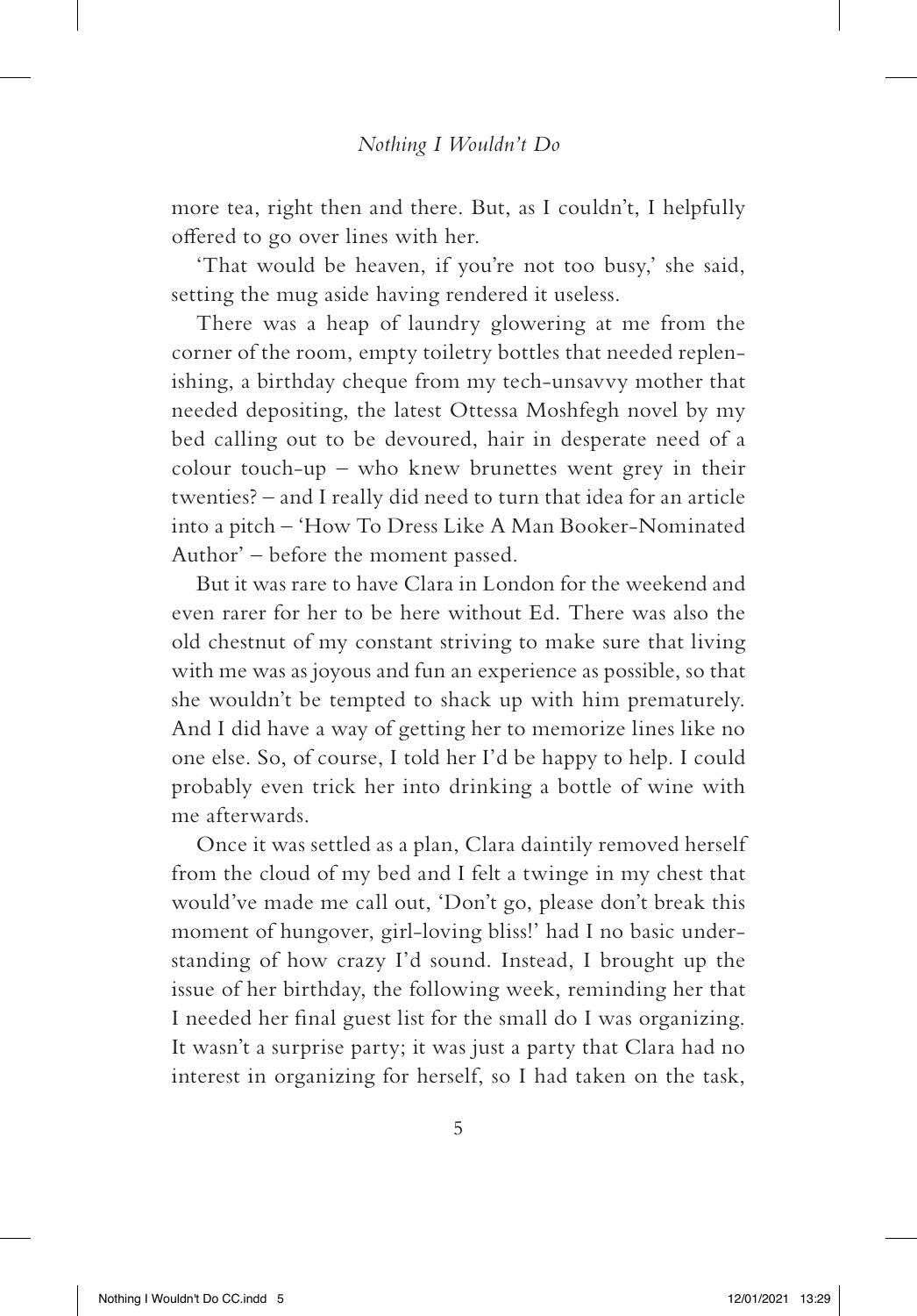more tea, right then and there. But, as I couldn't, I helpfully offered to go over lines with her.

'That would be heaven, if you're not too busy,' she said, setting the mug aside having rendered it useless.

There was a heap of laundry glowering at me from the corner of the room, empty toiletry bottles that needed replenishing, a birthday cheque from my tech-unsavvy mother that needed depositing, the latest Ottessa Moshfegh novel by my bed calling out to be devoured, hair in desperate need of a colour touch-up – who knew brunettes went grey in their twenties? – and I really did need to turn that idea for an article into a pitch – 'How To Dress Like A Man Booker-Nominated Author' – before the moment passed.

But it was rare to have Clara in London for the weekend and even rarer for her to be here without Ed. There was also the old chestnut of my constant striving to make sure that living with me was as joyous and fun an experience as possible, so that she wouldn't be tempted to shack up with him prematurely. And I did have a way of getting her to memorize lines like no one else. So, of course, I told her I'd be happy to help. I could probably even trick her into drinking a bottle of wine with me afterwards.

Once it was settled as a plan, Clara daintily removed herself from the cloud of my bed and I felt a twinge in my chest that would've made me call out, 'Don't go, please don't break this moment of hungover, girl-loving bliss!' had I no basic understanding of how crazy I'd sound. Instead, I brought up the issue of her birthday, the following week, reminding her that I needed her final guest list for the small do I was organizing. It wasn't a surprise party; it was just a party that Clara had no interest in organizing for herself, so I had taken on the task,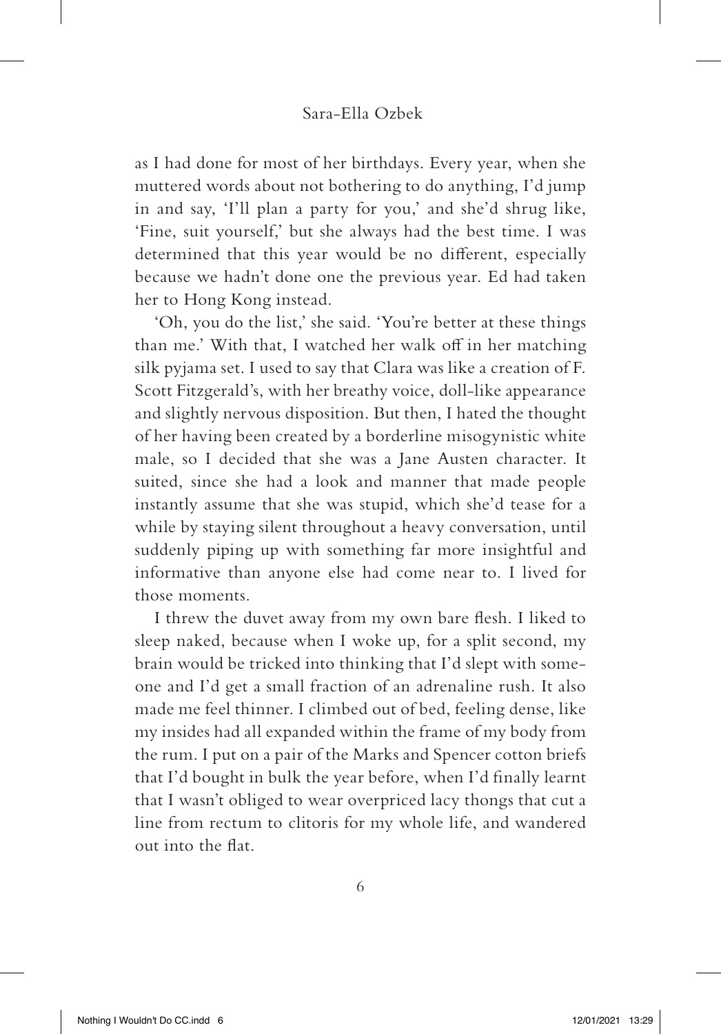as I had done for most of her birthdays. Every year, when she muttered words about not bothering to do anything, I'd jump in and say, 'I'll plan a party for you,' and she'd shrug like, 'Fine, suit yourself,' but she always had the best time. I was determined that this year would be no different, especially because we hadn't done one the previous year. Ed had taken her to Hong Kong instead.

'Oh, you do the list,' she said. 'You're better at these things than me.' With that, I watched her walk off in her matching silk pyjama set. I used to say that Clara was like a creation of F. Scott Fitzgerald's, with her breathy voice, doll-like appearance and slightly nervous disposition. But then, I hated the thought of her having been created by a borderline misogynistic white male, so I decided that she was a Jane Austen character. It suited, since she had a look and manner that made people instantly assume that she was stupid, which she'd tease for a while by staying silent throughout a heavy conversation, until suddenly piping up with something far more insightful and informative than anyone else had come near to. I lived for those moments.

I threw the duvet away from my own bare flesh. I liked to sleep naked, because when I woke up, for a split second, my brain would be tricked into thinking that I'd slept with someone and I'd get a small fraction of an adrenaline rush. It also made me feel thinner. I climbed out of bed, feeling dense, like my insides had all expanded within the frame of my body from the rum. I put on a pair of the Marks and Spencer cotton briefs that I'd bought in bulk the year before, when I'd finally learnt that I wasn't obliged to wear overpriced lacy thongs that cut a line from rectum to clitoris for my whole life, and wandered out into the flat.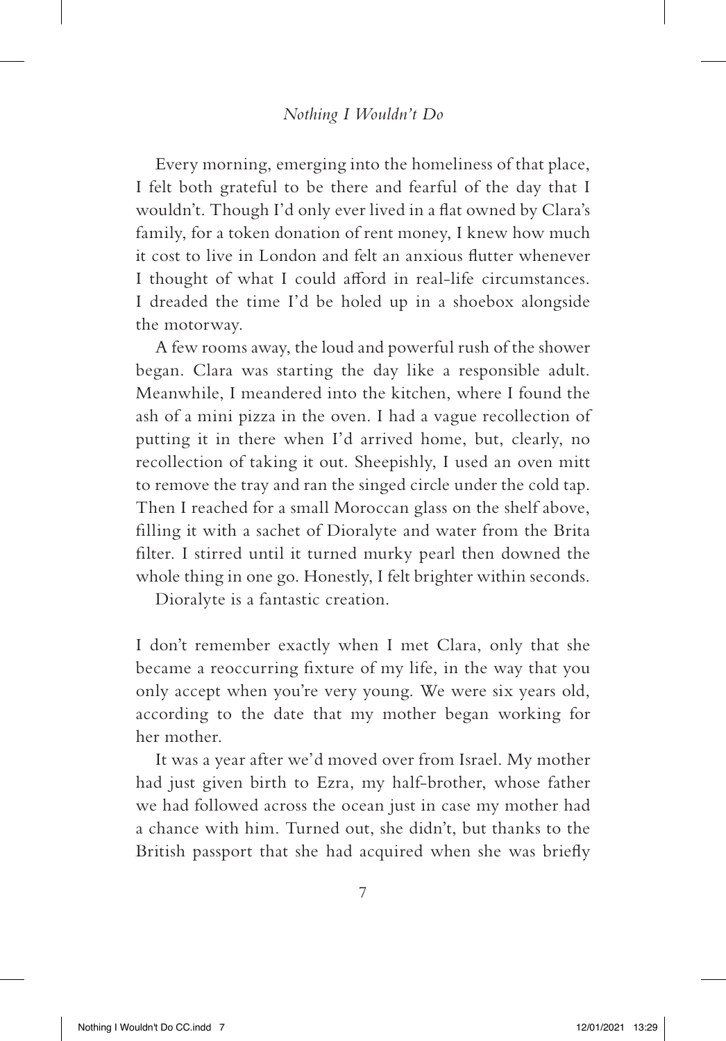Every morning, emerging into the homeliness of that place, I felt both grateful to be there and fearful of the day that I wouldn't. Though I'd only ever lived in a flat owned by Clara's family, for a token donation of rent money, I knew how much it cost to live in London and felt an anxious flutter whenever I thought of what I could afford in real-life circumstances. I dreaded the time I'd be holed up in a shoebox alongside the motorway.

A few rooms away, the loud and powerful rush of the shower began. Clara was starting the day like a responsible adult. Meanwhile, I meandered into the kitchen, where I found the ash of a mini pizza in the oven. I had a vague recollection of putting it in there when I'd arrived home, but, clearly, no recollection of taking it out. Sheepishly, I used an oven mitt to remove the tray and ran the singed circle under the cold tap. Then I reached for a small Moroccan glass on the shelf above, filling it with a sachet of Dioralyte and water from the Brita filter. I stirred until it turned murky pearl then downed the whole thing in one go. Honestly, I felt brighter within seconds.

Dioralyte is a fantastic creation.

I don't remember exactly when I met Clara, only that she became a reoccurring fixture of my life, in the way that you only accept when you're very young. We were six years old, according to the date that my mother began working for her mother.

It was a year after we'd moved over from Israel. My mother had just given birth to Ezra, my half-brother, whose father we had followed across the ocean just in case my mother had a chance with him. Turned out, she didn't, but thanks to the British passport that she had acquired when she was briefly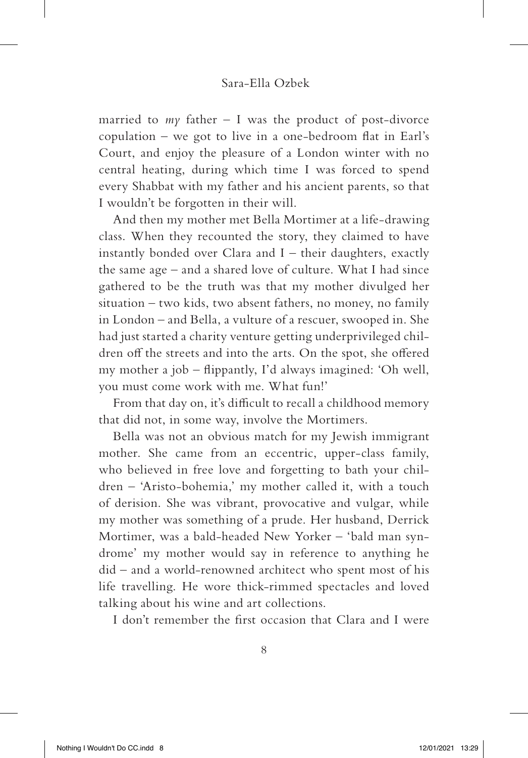married to *my* father – I was the product of post-divorce copulation – we got to live in a one-bedroom flat in Earl's Court, and enjoy the pleasure of a London winter with no central heating, during which time I was forced to spend every Shabbat with my father and his ancient parents, so that I wouldn't be forgotten in their will.

And then my mother met Bella Mortimer at a life-drawing class. When they recounted the story, they claimed to have instantly bonded over Clara and I – their daughters, exactly the same age – and a shared love of culture. What I had since gathered to be the truth was that my mother divulged her situation – two kids, two absent fathers, no money, no family in London – and Bella, a vulture of a rescuer, swooped in. She had just started a charity venture getting underprivileged children off the streets and into the arts. On the spot, she offered my mother a job – flippantly, I'd always imagined: 'Oh well, you must come work with me. What fun!'

From that day on, it's difficult to recall a childhood memory that did not, in some way, involve the Mortimers.

Bella was not an obvious match for my Jewish immigrant mother. She came from an eccentric, upper-class family, who believed in free love and forgetting to bath your children – 'Aristo-bohemia,' my mother called it, with a touch of derision. She was vibrant, provocative and vulgar, while my mother was something of a prude. Her husband, Derrick Mortimer, was a bald-headed New Yorker – 'bald man syndrome' my mother would say in reference to anything he did – and a world-renowned architect who spent most of his life travelling. He wore thick-rimmed spectacles and loved talking about his wine and art collections.

I don't remember the first occasion that Clara and I were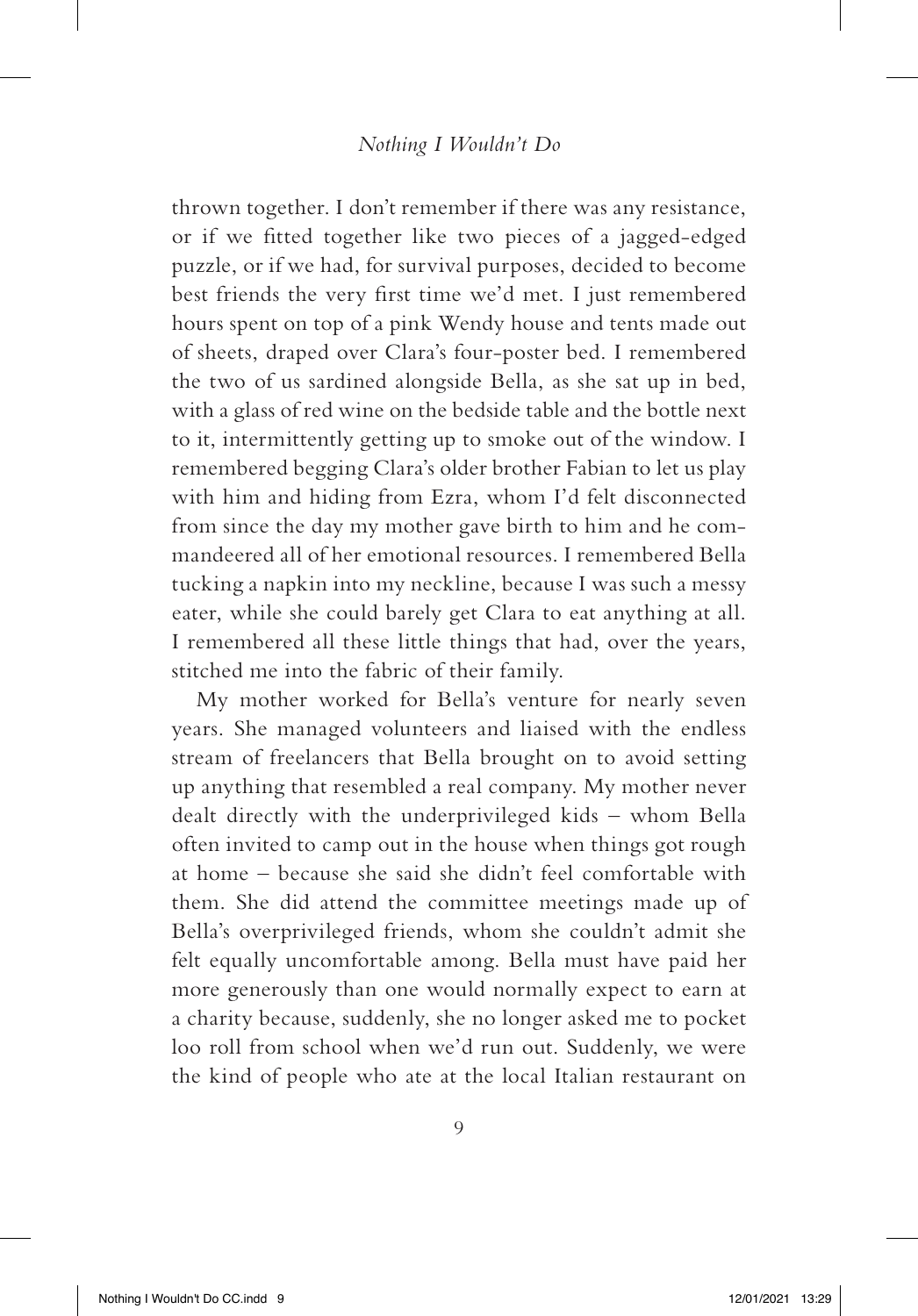thrown together. I don't remember if there was any resistance, or if we fitted together like two pieces of a jagged-edged puzzle, or if we had, for survival purposes, decided to become best friends the very first time we'd met. I just remembered hours spent on top of a pink Wendy house and tents made out of sheets, draped over Clara's four-poster bed. I remembered the two of us sardined alongside Bella, as she sat up in bed, with a glass of red wine on the bedside table and the bottle next to it, intermittently getting up to smoke out of the window. I remembered begging Clara's older brother Fabian to let us play with him and hiding from Ezra, whom I'd felt disconnected from since the day my mother gave birth to him and he commandeered all of her emotional resources. I remembered Bella tucking a napkin into my neckline, because I was such a messy eater, while she could barely get Clara to eat anything at all. I remembered all these little things that had, over the years, stitched me into the fabric of their family.

My mother worked for Bella's venture for nearly seven years. She managed volunteers and liaised with the endless stream of freelancers that Bella brought on to avoid setting up anything that resembled a real company. My mother never dealt directly with the underprivileged kids – whom Bella often invited to camp out in the house when things got rough at home – because she said she didn't feel comfortable with them. She did attend the committee meetings made up of Bella's overprivileged friends, whom she couldn't admit she felt equally uncomfortable among. Bella must have paid her more generously than one would normally expect to earn at a charity because, suddenly, she no longer asked me to pocket loo roll from school when we'd run out. Suddenly, we were the kind of people who ate at the local Italian restaurant on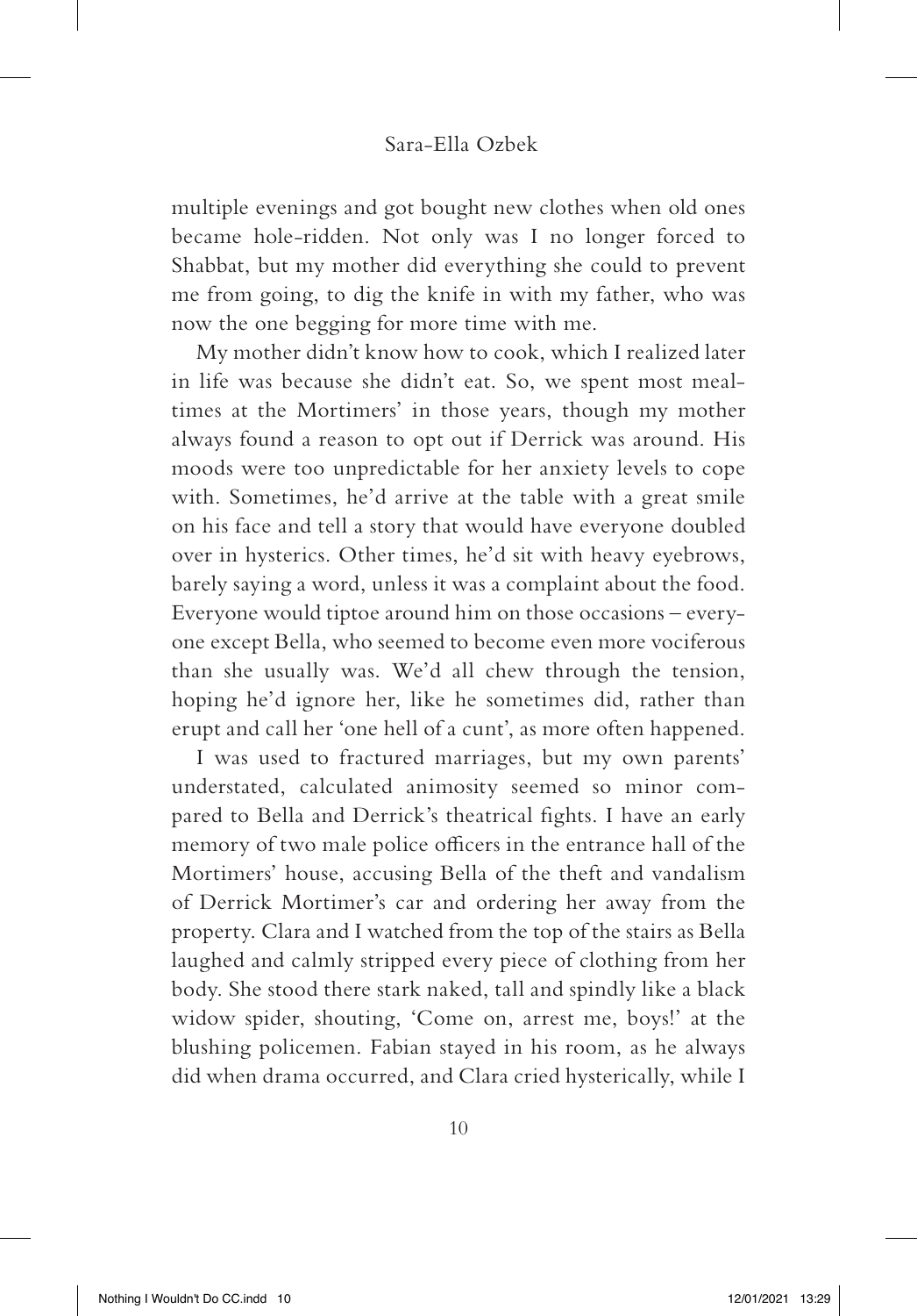multiple evenings and got bought new clothes when old ones became hole-ridden. Not only was I no longer forced to Shabbat, but my mother did everything she could to prevent me from going, to dig the knife in with my father, who was now the one begging for more time with me.

My mother didn't know how to cook, which I realized later in life was because she didn't eat. So, we spent most mealtimes at the Mortimers' in those years, though my mother always found a reason to opt out if Derrick was around. His moods were too unpredictable for her anxiety levels to cope with. Sometimes, he'd arrive at the table with a great smile on his face and tell a story that would have everyone doubled over in hysterics. Other times, he'd sit with heavy eyebrows, barely saying a word, unless it was a complaint about the food. Everyone would tiptoe around him on those occasions – everyone except Bella, who seemed to become even more vociferous than she usually was. We'd all chew through the tension, hoping he'd ignore her, like he sometimes did, rather than erupt and call her 'one hell of a cunt', as more often happened.

I was used to fractured marriages, but my own parents' understated, calculated animosity seemed so minor compared to Bella and Derrick's theatrical fights. I have an early memory of two male police officers in the entrance hall of the Mortimers' house, accusing Bella of the theft and vandalism of Derrick Mortimer's car and ordering her away from the property. Clara and I watched from the top of the stairs as Bella laughed and calmly stripped every piece of clothing from her body. She stood there stark naked, tall and spindly like a black widow spider, shouting, 'Come on, arrest me, boys!' at the blushing policemen. Fabian stayed in his room, as he always did when drama occurred, and Clara cried hysterically, while I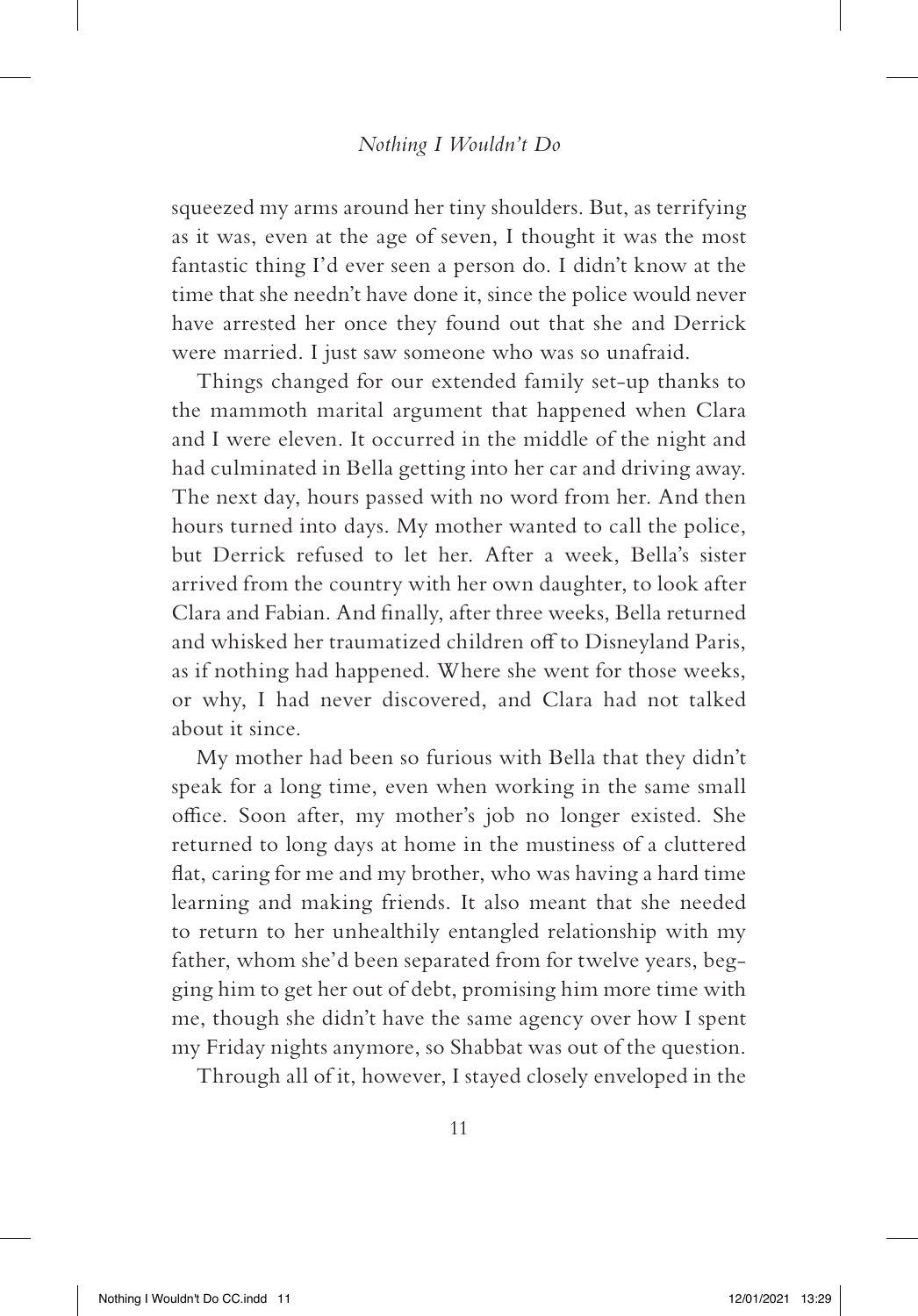squeezed my arms around her tiny shoulders. But, as terrifying as it was, even at the age of seven, I thought it was the most fantastic thing I'd ever seen a person do. I didn't know at the time that she needn't have done it, since the police would never have arrested her once they found out that she and Derrick were married. I just saw someone who was so unafraid.

Things changed for our extended family set-up thanks to the mammoth marital argument that happened when Clara and I were eleven. It occurred in the middle of the night and had culminated in Bella getting into her car and driving away. The next day, hours passed with no word from her. And then hours turned into days. My mother wanted to call the police, but Derrick refused to let her. After a week, Bella's sister arrived from the country with her own daughter, to look after Clara and Fabian. And finally, after three weeks, Bella returned and whisked her traumatized children off to Disneyland Paris, as if nothing had happened. Where she went for those weeks, or why, I had never discovered, and Clara had not talked about it since.

My mother had been so furious with Bella that they didn't speak for a long time, even when working in the same small office. Soon after, my mother's job no longer existed. She returned to long days at home in the mustiness of a cluttered flat, caring for me and my brother, who was having a hard time learning and making friends. It also meant that she needed to return to her unhealthily entangled relationship with my father, whom she'd been separated from for twelve years, begging him to get her out of debt, promising him more time with me, though she didn't have the same agency over how I spent my Friday nights anymore, so Shabbat was out of the question.

Through all of it, however, I stayed closely enveloped in the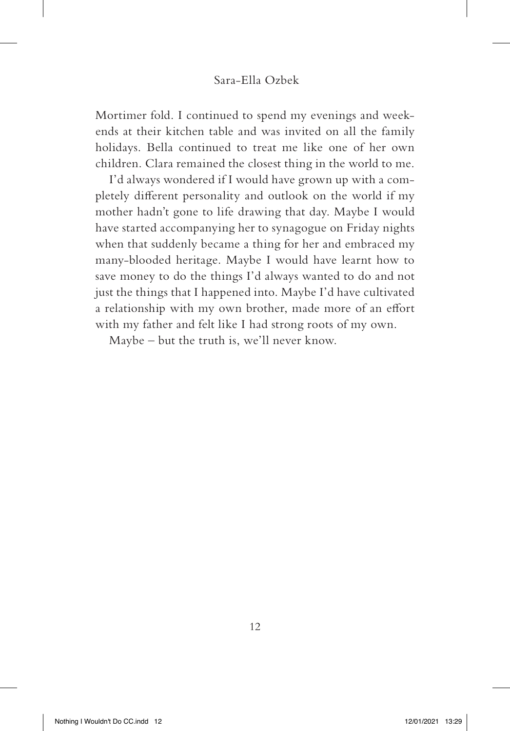Mortimer fold. I continued to spend my evenings and weekends at their kitchen table and was invited on all the family holidays. Bella continued to treat me like one of her own children. Clara remained the closest thing in the world to me.

I'd always wondered if I would have grown up with a completely different personality and outlook on the world if my mother hadn't gone to life drawing that day. Maybe I would have started accompanying her to synagogue on Friday nights when that suddenly became a thing for her and embraced my many-blooded heritage. Maybe I would have learnt how to save money to do the things I'd always wanted to do and not just the things that I happened into. Maybe I'd have cultivated a relationship with my own brother, made more of an effort with my father and felt like I had strong roots of my own.

Maybe – but the truth is, we'll never know.